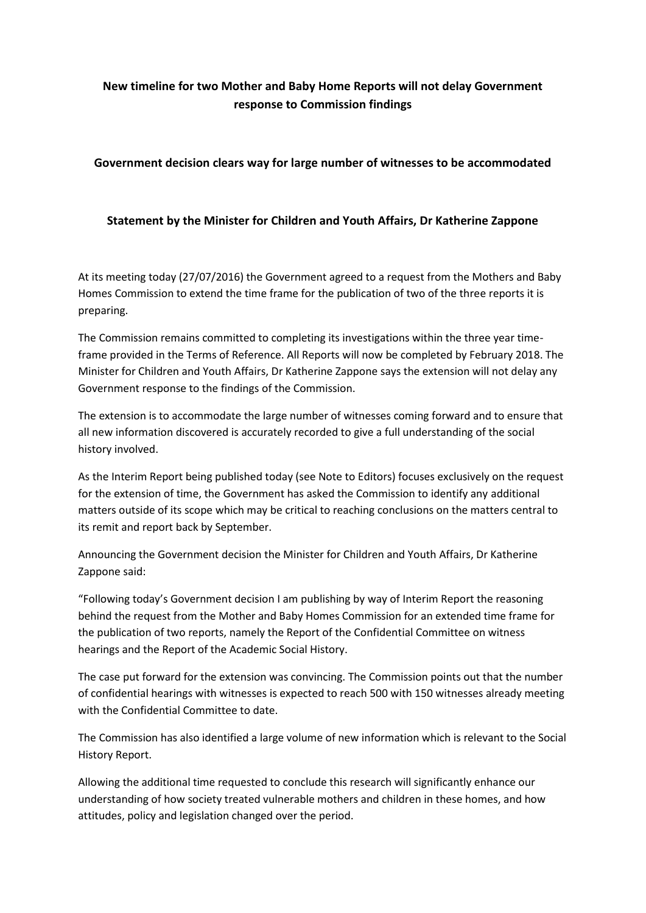## New timeline for two Mother and Baby Home Reports will not delay Government response to Commission findings

### Government decision clears way for large number of witnesses to be accommodated

### Statement by the Minister for Children and Youth Affairs, Dr Katherine Zappone

At its meeting today (27/07/2016) the Government agreed to a request from the Mothers and Baby Homes Commission to extend the time frame for the publication of two of the three reports it is preparing.

The Commission remains committed to completing its investigations within the three year time-frame provided in the Terms of Reference. All Reports will now be completed by February 2018. The Minister for Children and Youth Affairs, Dr Katherine Zappone says the extension will not delay any Government response to the findings of the Commission.

The extension is to accommodate the large number of witnesses coming forward and to ensure that all new information discovered is accurately recorded to give a full understanding of the social history involved.

As the Interim Report being published today (see Note to Editors) focuses exclusively on the request for the extension of time, the Government has asked the Commission to identify any additional matters outside of its scope which may be critical to reaching conclusions on the matters central to its remit and report back by September.

Announcing the Government decision the Minister for Children and Youth Affairs, Dr Katherine Zappone said:

"Following today's Government decision I am publishing by way of Interim Report the reasoning behind the request from the Mother and Baby Homes Commission for an extended time frame for the publication of two reports, namely the Report of the Confidential Committee on witness hearings and the Report of the Academic Social History.

The case put forward for the extension was convincing. The Commission points out that the number of confidential hearings with witnesses is expected to reach 500 with 150 witnesses already meeting with the Confidential Committee to date.

The Commission has also identified a large volume of new information which is relevant to the Social History Report.

Allowing the additional time requested to conclude this research will significantly enhance our understanding of how society treated vulnerable mothers and children in these homes, and how attitudes, policy and legislation changed over the period.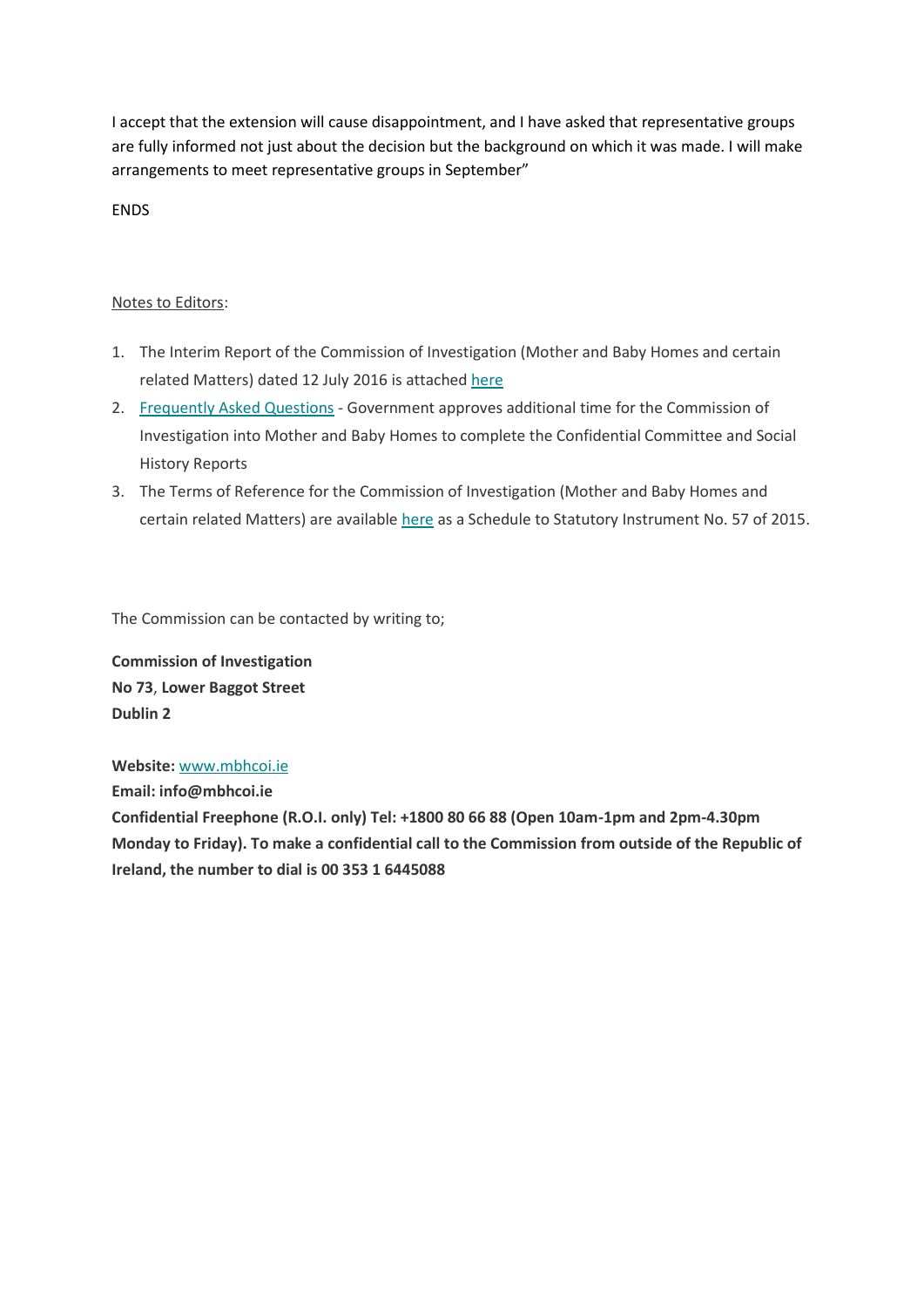I accept that the extension will cause disappointment, and I have asked that representative groups are fully informed not just about the decision but the background on which it was made. I will make arrangements to meet representative groups in September"

ENDS

Notes to Editors:

1. The Interim Report of the Commission of Investigation (Mother and Baby Homes and certain related Matters) dated 12 July 2016 is attached here
2. Frequently Asked Questions - Government approves additional time for the Commission of Investigation into Mother and Baby Homes to complete the Confidential Committee and Social History Reports
3. The Terms of Reference for the Commission of Investigation (Mother and Baby Homes and certain related Matters) are available here as a Schedule to Statutory Instrument No. 57 of 2015.

The Commission can be contacted by writing to;

**Commission of Investigation**
**No 73, Lower Baggot Street**
**Dublin 2**

**Website:** www.mbhcoi.ie
**Email: info@mbhcoi.ie**
**Confidential Freephone (R.O.I. only) Tel: +1800 80 66 88 (Open 10am-1pm and 2pm-4.30pm Monday to Friday). To make a confidential call to the Commission from outside of the Republic of Ireland, the number to dial is 00 353 1 6445088**